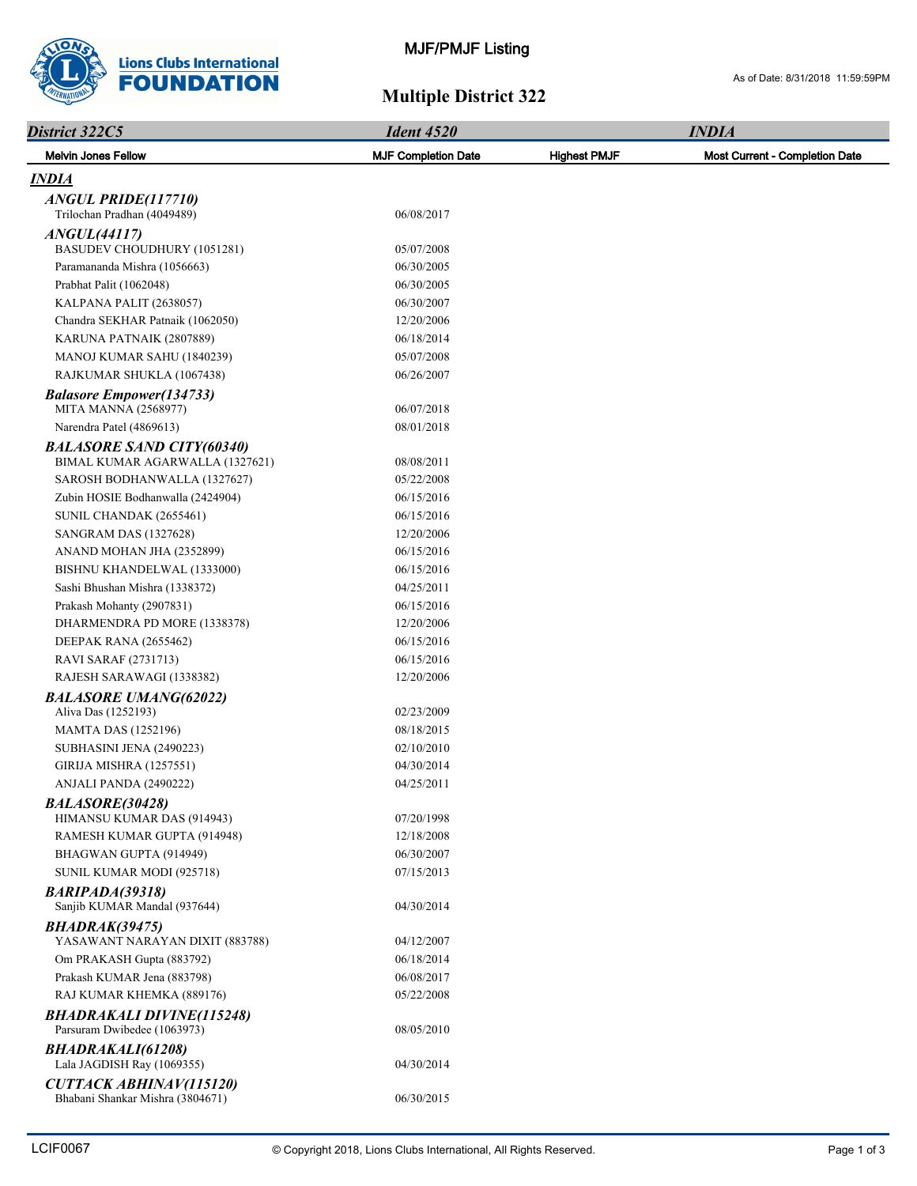# MJF/PMJF Listing

As of Date: 8/31/2018 11:59:59PM

## Multiple District 322

| *District 322C5* | *Ident 4520* | | *INDIA* |
|---|---|---|---|
| **Melvin Jones Fellow** | **MJF Completion Date** | **Highest PMJF** | **Most Current - Completion Date** |
| ***INDIA*** | | | |
| ***ANGUL PRIDE(117710)*** | | | |
| Trilochan Pradhan (4049489) | 06/08/2017 | | |
| ***ANGUL(44117)*** | | | |
| BASUDEV CHOUDHURY (1051281) | 05/07/2008 | | |
| Paramananda Mishra (1056663) | 06/30/2005 | | |
| Prabhat Palit (1062048) | 06/30/2005 | | |
| KALPANA PALIT (2638057) | 06/30/2007 | | |
| Chandra SEKHAR Patnaik (1062050) | 12/20/2006 | | |
| KARUNA PATNAIK (2807889) | 06/18/2014 | | |
| MANOJ KUMAR SAHU (1840239) | 05/07/2008 | | |
| RAJKUMAR SHUKLA (1067438) | 06/26/2007 | | |
| ***Balasore Empower(134733)*** | | | |
| MITA MANNA (2568977) | 06/07/2018 | | |
| Narendra Patel (4869613) | 08/01/2018 | | |
| ***BALASORE SAND CITY(60340)*** | | | |
| BIMAL KUMAR AGARWALLA (1327621) | 08/08/2011 | | |
| SAROSH BODHANWALLA (1327627) | 05/22/2008 | | |
| Zubin HOSIE Bodhanwalla (2424904) | 06/15/2016 | | |
| SUNIL CHANDAK (2655461) | 06/15/2016 | | |
| SANGRAM DAS (1327628) | 12/20/2006 | | |
| ANAND MOHAN JHA (2352899) | 06/15/2016 | | |
| BISHNU KHANDELWAL (1333000) | 06/15/2016 | | |
| Sashi Bhushan Mishra (1338372) | 04/25/2011 | | |
| Prakash Mohanty (2907831) | 06/15/2016 | | |
| DHARMENDRA PD MORE (1338378) | 12/20/2006 | | |
| DEEPAK RANA (2655462) | 06/15/2016 | | |
| RAVI SARAF (2731713) | 06/15/2016 | | |
| RAJESH SARAWAGI (1338382) | 12/20/2006 | | |
| ***BALASORE UMANG(62022)*** | | | |
| Aliva Das (1252193) | 02/23/2009 | | |
| MAMTA DAS (1252196) | 08/18/2015 | | |
| SUBHASINI JENA (2490223) | 02/10/2010 | | |
| GIRIJA MISHRA (1257551) | 04/30/2014 | | |
| ANJALI PANDA (2490222) | 04/25/2011 | | |
| ***BALASORE(30428)*** | | | |
| HIMANSU KUMAR DAS (914943) | 07/20/1998 | | |
| RAMESH KUMAR GUPTA (914948) | 12/18/2008 | | |
| BHAGWAN GUPTA (914949) | 06/30/2007 | | |
| SUNIL KUMAR MODI (925718) | 07/15/2013 | | |
| ***BARIPADA(39318)*** | | | |
| Sanjib KUMAR Mandal (937644) | 04/30/2014 | | |
| ***BHADRAK(39475)*** | | | |
| YASAWANT NARAYAN DIXIT (883788) | 04/12/2007 | | |
| Om PRAKASH Gupta (883792) | 06/18/2014 | | |
| Prakash KUMAR Jena (883798) | 06/08/2017 | | |
| RAJ KUMAR KHEMKA (889176) | 05/22/2008 | | |
| ***BHADRAKALI DIVINE(115248)*** | | | |
| Parsuram Dwibedee (1063973) | 08/05/2010 | | |
| ***BHADRAKALI(61208)*** | | | |
| Lala JAGDISH Ray (1069355) | 04/30/2014 | | |
| ***CUTTACK ABHINAV(115120)*** | | | |
| Bhabani Shankar Mishra (3804671) | 06/30/2015 | | |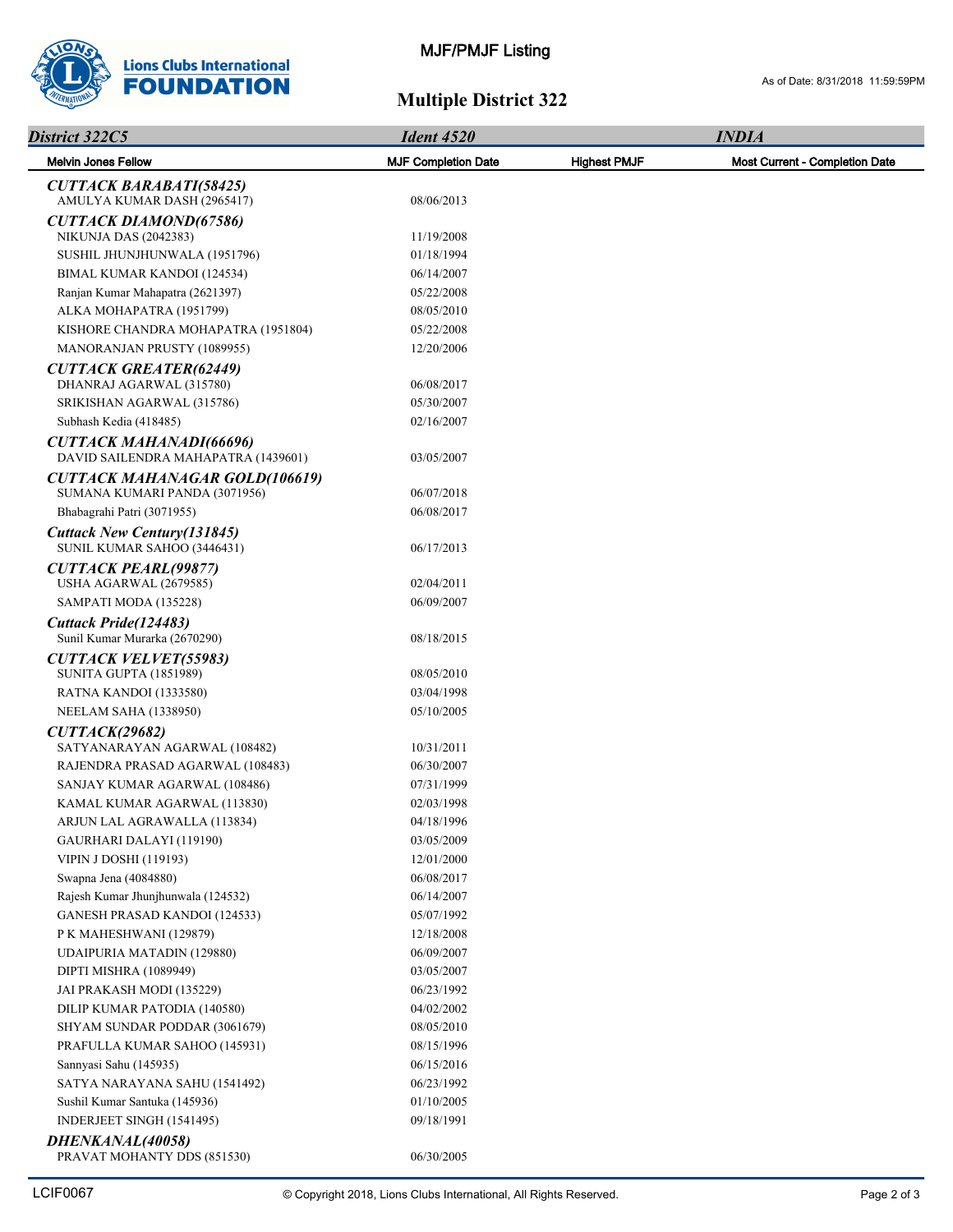# MJF/PMJF Listing

As of Date: 8/31/2018 11:59:59PM

## Multiple District 322

| *District 322C5* | *Ident 4520* | | *INDIA* |
|---|---|---|---|
| **Melvin Jones Fellow** | **MJF Completion Date** | **Highest PMJF** | **Most Current - Completion Date** |
| ***CUTTACK BARABATI(58425)*** | | | |
| AMULYA KUMAR DASH (2965417) | 08/06/2013 | | |
| ***CUTTACK DIAMOND(67586)*** | | | |
| NIKUNJA DAS (2042383) | 11/19/2008 | | |
| SUSHIL JHUNJHUNWALA (1951796) | 01/18/1994 | | |
| BIMAL KUMAR KANDOI (124534) | 06/14/2007 | | |
| Ranjan Kumar Mahapatra (2621397) | 05/22/2008 | | |
| ALKA MOHAPATRA (1951799) | 08/05/2010 | | |
| KISHORE CHANDRA MOHAPATRA (1951804) | 05/22/2008 | | |
| MANORANJAN PRUSTY (1089955) | 12/20/2006 | | |
| ***CUTTACK GREATER(62449)*** | | | |
| DHANRAJ AGARWAL (315780) | 06/08/2017 | | |
| SRIKISHAN AGARWAL (315786) | 05/30/2007 | | |
| Subhash Kedia (418485) | 02/16/2007 | | |
| ***CUTTACK MAHANADI(66696)*** | | | |
| DAVID SAILENDRA MAHAPATRA (1439601) | 03/05/2007 | | |
| ***CUTTACK MAHANAGAR GOLD(106619)*** | | | |
| SUMANA KUMARI PANDA (3071956) | 06/07/2018 | | |
| Bhabagrahi Patri (3071955) | 06/08/2017 | | |
| ***Cuttack New Century(131845)*** | | | |
| SUNIL KUMAR SAHOO (3446431) | 06/17/2013 | | |
| ***CUTTACK PEARL(99877)*** | | | |
| USHA AGARWAL (2679585) | 02/04/2011 | | |
| SAMPATI MODA (135228) | 06/09/2007 | | |
| ***Cuttack Pride(124483)*** | | | |
| Sunil Kumar Murarka (2670290) | 08/18/2015 | | |
| ***CUTTACK VELVET(55983)*** | | | |
| SUNITA GUPTA (1851989) | 08/05/2010 | | |
| RATNA KANDOI (1333580) | 03/04/1998 | | |
| NEELAM SAHA (1338950) | 05/10/2005 | | |
| ***CUTTACK(29682)*** | | | |
| SATYANARAYAN AGARWAL (108482) | 10/31/2011 | | |
| RAJENDRA PRASAD AGARWAL (108483) | 06/30/2007 | | |
| SANJAY KUMAR AGARWAL (108486) | 07/31/1999 | | |
| KAMAL KUMAR AGARWAL (113830) | 02/03/1998 | | |
| ARJUN LAL AGRAWALLA (113834) | 04/18/1996 | | |
| GAURHARI DALAYI (119190) | 03/05/2009 | | |
| VIPIN J DOSHI (119193) | 12/01/2000 | | |
| Swapna Jena (4084880) | 06/08/2017 | | |
| Rajesh Kumar Jhunjhunwala (124532) | 06/14/2007 | | |
| GANESH PRASAD KANDOI (124533) | 05/07/1992 | | |
| P K MAHESHWANI (129879) | 12/18/2008 | | |
| UDAIPURIA MATADIN (129880) | 06/09/2007 | | |
| DIPTI MISHRA (1089949) | 03/05/2007 | | |
| JAI PRAKASH MODI (135229) | 06/23/1992 | | |
| DILIP KUMAR PATODIA (140580) | 04/02/2002 | | |
| SHYAM SUNDAR PODDAR (3061679) | 08/05/2010 | | |
| PRAFULLA KUMAR SAHOO (145931) | 08/15/1996 | | |
| Sannyasi Sahu (145935) | 06/15/2016 | | |
| SATYA NARAYANA SAHU (1541492) | 06/23/1992 | | |
| Sushil Kumar Santuka (145936) | 01/10/2005 | | |
| INDERJEET SINGH (1541495) | 09/18/1991 | | |
| ***DHENKANAL(40058)*** | | | |
| PRAVAT MOHANTY DDS (851530) | 06/30/2005 | | |

LCIF0067 © Copyright 2018, Lions Clubs International, All Rights Reserved.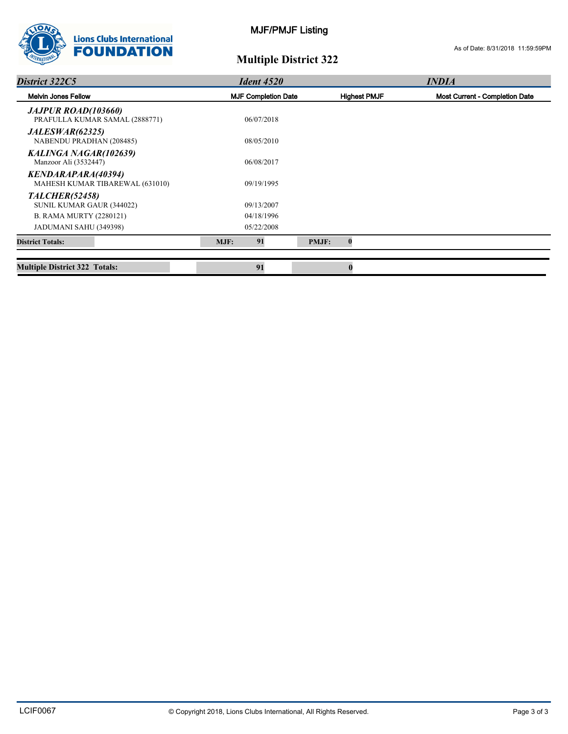MJF/PMJF Listing

As of Date: 8/31/2018 11:59:59PM

# Multiple District 322

| *District 322C5* | *Ident 4520* | | *INDIA* |
|---|---|---|---|
| **Melvin Jones Fellow** | **MJF Completion Date** | **Highest PMJF** | **Most Current - Completion Date** |
| ***JAJPUR ROAD(103660)*** | | | |
| PRAFULLA KUMAR SAMAL (2888771) | 06/07/2018 | | |
| ***JALESWAR(62325)*** | | | |
| NABENDU PRADHAN (208485) | 08/05/2010 | | |
| ***KALINGA NAGAR(102639)*** | | | |
| Manzoor Ali (3532447) | 06/08/2017 | | |
| ***KENDARAPARA(40394)*** | | | |
| MAHESH KUMAR TIBAREWAL (631010) | 09/19/1995 | | |
| ***TALCHER(52458)*** | | | |
| SUNIL KUMAR GAUR (344022) | 09/13/2007 | | |
| B. RAMA MURTY (2280121) | 04/18/1996 | | |
| JADUMANI SAHU (349398) | 05/22/2008 | | |
| **District Totals:** | **MJF: 91** | **PMJF: 0** | |
| **Multiple District 322 Totals:** | **91** | **0** | |